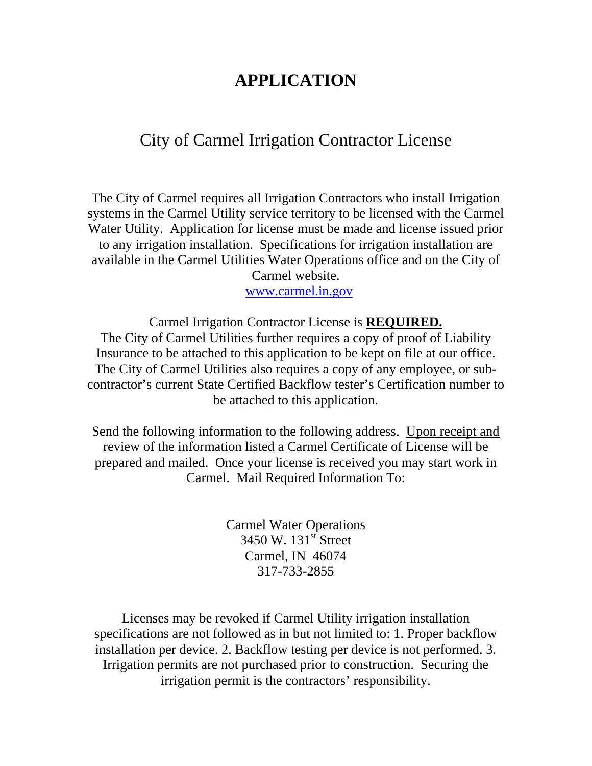# APPLICATION

## City of Carmel Irrigation Contractor License

The City of Carmel requires all Irrigation Contractors who install Irrigation systems in the Carmel Utility service territory to be licensed with the Carmel Water Utility. Application for license must be made and license issued prior to any irrigation installation. Specifications for irrigation installation are available in the Carmel Utilities Water Operations office and on the City of Carmel website.
www.carmel.in.gov

Carmel Irrigation Contractor License is **REQUIRED.**
The City of Carmel Utilities further requires a copy of proof of Liability Insurance to be attached to this application to be kept on file at our office. The City of Carmel Utilities also requires a copy of any employee, or sub-contractor's current State Certified Backflow tester's Certification number to be attached to this application.

Send the following information to the following address. Upon receipt and review of the information listed a Carmel Certificate of License will be prepared and mailed. Once your license is received you may start work in Carmel. Mail Required Information To:

Carmel Water Operations
3450 W. 131st Street
Carmel, IN 46074
317-733-2855

Licenses may be revoked if Carmel Utility irrigation installation specifications are not followed as in but not limited to: 1. Proper backflow installation per device. 2. Backflow testing per device is not performed. 3. Irrigation permits are not purchased prior to construction. Securing the irrigation permit is the contractors' responsibility.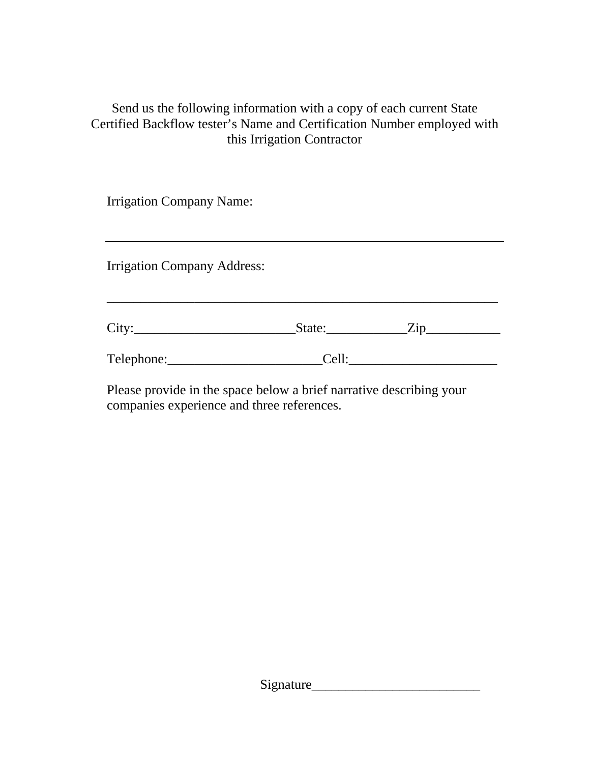Send us the following information with a copy of each current State Certified Backflow tester's Name and Certification Number employed with this Irrigation Contractor

Irrigation Company Name:

_______________________________________________________________

Irrigation Company Address:

_______________________________________________________________

City:________________________State:____________Zip___________

Telephone:_______________________Cell:______________________

Please provide in the space below a brief narrative describing your companies experience and three references.

Signature_________________________